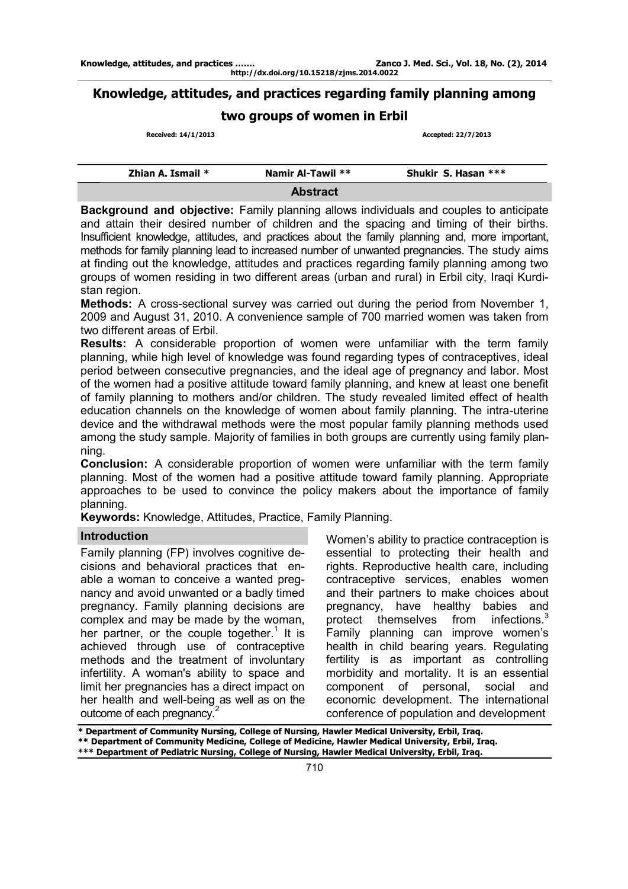# Knowledge, attitudes, and practices regarding family planning among two groups of women in Erbil

Received: 14/1/2013 | Accepted: 22/7/2013

| Zhian A. Ismail * | Namir Al-Tawil ** | Shukir S. Hasan *** |
|---|---|---|

## Abstract

**Background and objective:** Family planning allows individuals and couples to anticipate and attain their desired number of children and the spacing and timing of their births. Insufficient knowledge, attitudes, and practices about the family planning and, more important, methods for family planning lead to increased number of unwanted pregnancies. The study aims at finding out the knowledge, attitudes and practices regarding family planning among two groups of women residing in two different areas (urban and rural) in Erbil city, Iraqi Kurdistan region.

**Methods:** A cross-sectional survey was carried out during the period from November 1, 2009 and August 31, 2010. A convenience sample of 700 married women was taken from two different areas of Erbil.

**Results:** A considerable proportion of women were unfamiliar with the term family planning, while high level of knowledge was found regarding types of contraceptives, ideal period between consecutive pregnancies, and the ideal age of pregnancy and labor. Most of the women had a positive attitude toward family planning, and knew at least one benefit of family planning to mothers and/or children. The study revealed limited effect of health education channels on the knowledge of women about family planning. The intra-uterine device and the withdrawal methods were the most popular family planning methods used among the study sample. Majority of families in both groups are currently using family planning.

**Conclusion:** A considerable proportion of women were unfamiliar with the term family planning. Most of the women had a positive attitude toward family planning. Appropriate approaches to be used to convince the policy makers about the importance of family planning.

**Keywords:** Knowledge, Attitudes, Practice, Family Planning.

## Introduction

Family planning (FP) involves cognitive decisions and behavioral practices that enable a woman to conceive a wanted pregnancy and avoid unwanted or a badly timed pregnancy. Family planning decisions are complex and may be made by the woman, her partner, or the couple together.[1] It is achieved through use of contraceptive methods and the treatment of involuntary infertility. A woman's ability to space and limit her pregnancies has a direct impact on her health and well-being as well as on the outcome of each pregnancy.[2]

Women's ability to practice contraception is essential to protecting their health and rights. Reproductive health care, including contraceptive services, enables women and their partners to make choices about pregnancy, have healthy babies and protect themselves from infections.[3] Family planning can improve women's health in child bearing years. Regulating fertility is as important as controlling morbidity and mortality. It is an essential component of personal, social and economic development. The international conference of population and development

\* Department of Community Nursing, College of Nursing, Hawler Medical University, Erbil, Iraq.
\*\* Department of Community Medicine, College of Medicine, Hawler Medical University, Erbil, Iraq.
\*\*\* Department of Pediatric Nursing, College of Nursing, Hawler Medical University, Erbil, Iraq.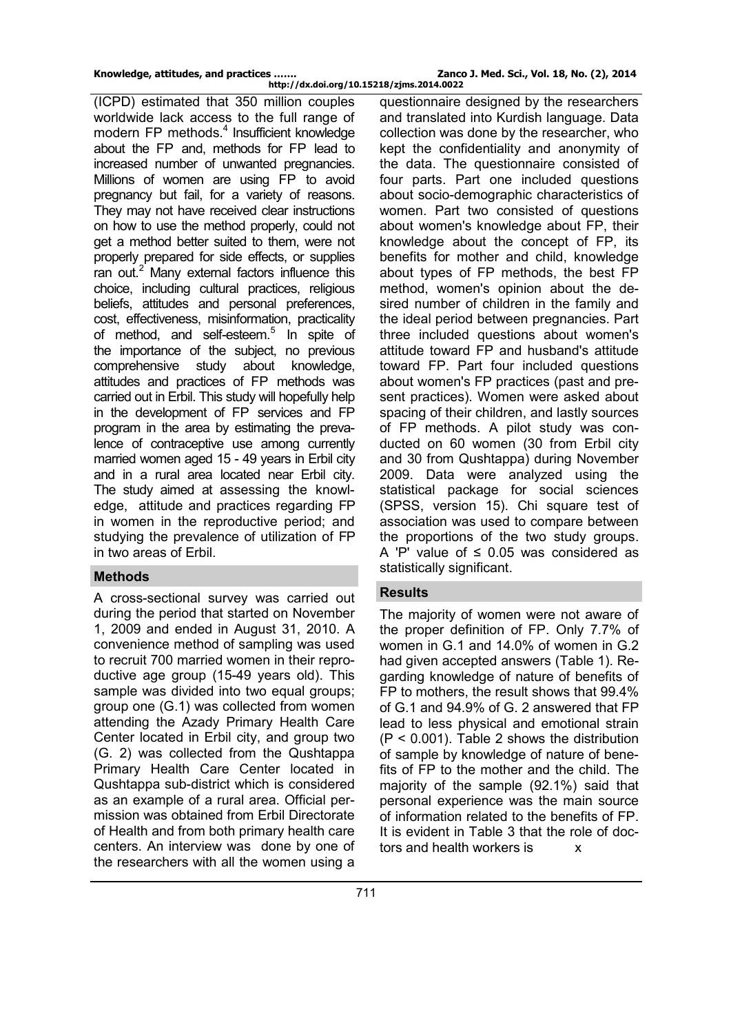(ICPD) estimated that 350 million couples worldwide lack access to the full range of modern FP methods.[4] Insufficient knowledge about the FP and, methods for FP lead to increased number of unwanted pregnancies. Millions of women are using FP to avoid pregnancy but fail, for a variety of reasons. They may not have received clear instructions on how to use the method properly, could not get a method better suited to them, were not properly prepared for side effects, or supplies ran out.[2] Many external factors influence this choice, including cultural practices, religious beliefs, attitudes and personal preferences, cost, effectiveness, misinformation, practicality of method, and self-esteem.[5] In spite of the importance of the subject, no previous comprehensive study about knowledge, attitudes and practices of FP methods was carried out in Erbil. This study will hopefully help in the development of FP services and FP program in the area by estimating the prevalence of contraceptive use among currently married women aged 15 - 49 years in Erbil city and in a rural area located near Erbil city. The study aimed at assessing the knowledge, attitude and practices regarding FP in women in the reproductive period; and studying the prevalence of utilization of FP in two areas of Erbil.

## Methods

A cross-sectional survey was carried out during the period that started on November 1, 2009 and ended in August 31, 2010. A convenience method of sampling was used to recruit 700 married women in their reproductive age group (15-49 years old). This sample was divided into two equal groups; group one (G.1) was collected from women attending the Azady Primary Health Care Center located in Erbil city, and group two (G. 2) was collected from the Qushtappa Primary Health Care Center located in Qushtappa sub-district which is considered as an example of a rural area. Official permission was obtained from Erbil Directorate of Health and from both primary health care centers. An interview was done by one of the researchers with all the women using a questionnaire designed by the researchers and translated into Kurdish language. Data collection was done by the researcher, who kept the confidentiality and anonymity of the data. The questionnaire consisted of four parts. Part one included questions about socio-demographic characteristics of women. Part two consisted of questions about women's knowledge about FP, their knowledge about the concept of FP, its benefits for mother and child, knowledge about types of FP methods, the best FP method, women's opinion about the desired number of children in the family and the ideal period between pregnancies. Part three included questions about women's attitude toward FP and husband's attitude toward FP. Part four included questions about women's FP practices (past and present practices). Women were asked about spacing of their children, and lastly sources of FP methods. A pilot study was conducted on 60 women (30 from Erbil city and 30 from Qushtappa) during November 2009. Data were analyzed using the statistical package for social sciences (SPSS, version 15). Chi square test of association was used to compare between the proportions of the two study groups. A 'P' value of $\leq 0.05$ was considered as statistically significant.

## Results

The majority of women were not aware of the proper definition of FP. Only 7.7% of women in G.1 and 14.0% of women in G.2 had given accepted answers (Table 1). Regarding knowledge of nature of benefits of FP to mothers, the result shows that 99.4% of G.1 and 94.9% of G. 2 answered that FP lead to less physical and emotional strain ($P < 0.001$). Table 2 shows the distribution of sample by knowledge of nature of benefits of FP to the mother and the child. The majority of the sample (92.1%) said that personal experience was the main source of information related to the benefits of FP. It is evident in Table 3 that the role of doctors and health workers is x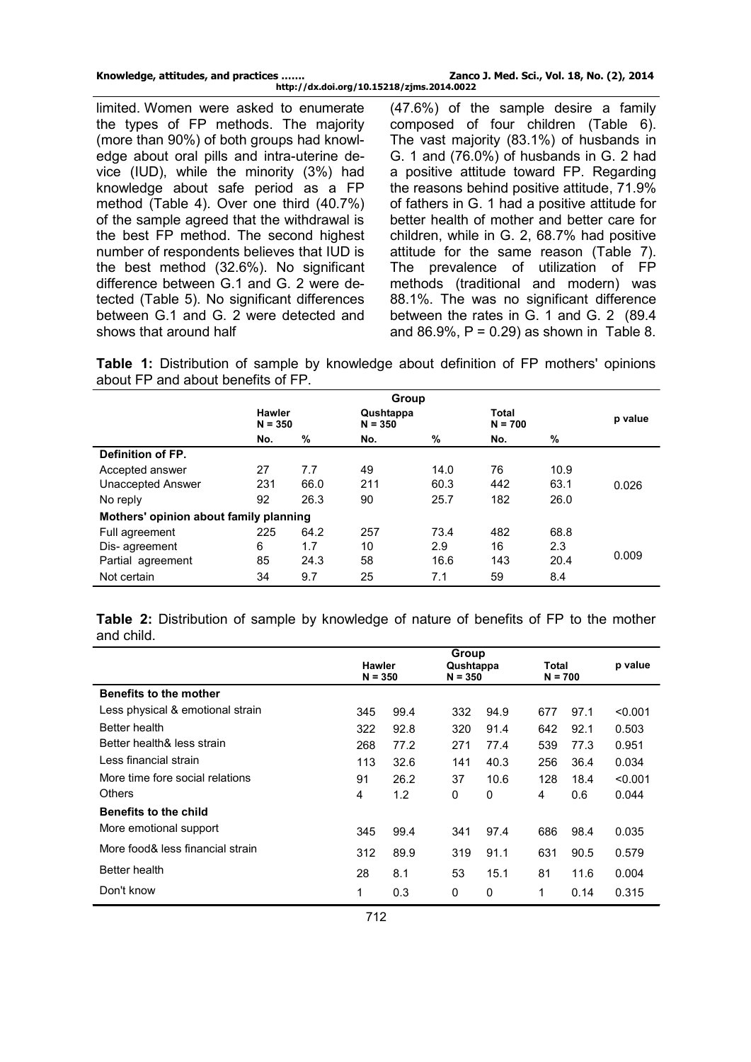limited. Women were asked to enumerate the types of FP methods. The majority (more than 90%) of both groups had knowledge about oral pills and intra-uterine device (IUD), while the minority (3%) had knowledge about safe period as a FP method (Table 4). Over one third (40.7%) of the sample agreed that the withdrawal is the best FP method. The second highest number of respondents believes that IUD is the best method (32.6%). No significant difference between G.1 and G. 2 were detected (Table 5). No significant differences between G.1 and G. 2 were detected and shows that around half (47.6%) of the sample desire a family composed of four children (Table 6). The vast majority (83.1%) of husbands in G. 1 and (76.0%) of husbands in G. 2 had a positive attitude toward FP. Regarding the reasons behind positive attitude, 71.9% of fathers in G. 1 had a positive attitude for better health of mother and better care for children, while in G. 2, 68.7% had positive attitude for the same reason (Table 7). The prevalence of utilization of FP methods (traditional and modern) was 88.1%. The was no significant difference between the rates in G. 1 and G. 2 (89.4 and 86.9%, P = 0.29) as shown in Table 8.

**Table 1:** Distribution of sample by knowledge about definition of FP mothers' opinions about FP and about benefits of FP.

| | Group | | | | | | |
|---|---|---|---|---|---|---|---|
| | Hawler N = 350 | | Qushtappa N = 350 | | Total N = 700 | | p value |
| | No. | % | No. | % | No. | % | |
| **Definition of FP.** | | | | | | | |
| Accepted answer | 27 | 7.7 | 49 | 14.0 | 76 | 10.9 | |
| Unaccepted Answer | 231 | 66.0 | 211 | 60.3 | 442 | 63.1 | 0.026 |
| No reply | 92 | 26.3 | 90 | 25.7 | 182 | 26.0 | |
| **Mothers' opinion about family planning** | | | | | | | |
| Full agreement | 225 | 64.2 | 257 | 73.4 | 482 | 68.8 | |
| Dis- agreement | 6 | 1.7 | 10 | 2.9 | 16 | 2.3 | 0.009 |
| Partial agreement | 85 | 24.3 | 58 | 16.6 | 143 | 20.4 | |
| Not certain | 34 | 9.7 | 25 | 7.1 | 59 | 8.4 | |

**Table 2:** Distribution of sample by knowledge of nature of benefits of FP to the mother and child.

| | Group | | | | | | |
|---|---|---|---|---|---|---|---|
| | Hawler N = 350 | | Qushtappa N = 350 | | Total N = 700 | | p value |
| **Benefits to the mother** | | | | | | | |
| Less physical & emotional strain | 345 | 99.4 | 332 | 94.9 | 677 | 97.1 | <0.001 |
| Better health | 322 | 92.8 | 320 | 91.4 | 642 | 92.1 | 0.503 |
| Better health& less strain | 268 | 77.2 | 271 | 77.4 | 539 | 77.3 | 0.951 |
| Less financial strain | 113 | 32.6 | 141 | 40.3 | 256 | 36.4 | 0.034 |
| More time fore social relations | 91 | 26.2 | 37 | 10.6 | 128 | 18.4 | <0.001 |
| Others | 4 | 1.2 | 0 | 0 | 4 | 0.6 | 0.044 |
| **Benefits to the child** | | | | | | | |
| More emotional support | 345 | 99.4 | 341 | 97.4 | 686 | 98.4 | 0.035 |
| More food& less financial strain | 312 | 89.9 | 319 | 91.1 | 631 | 90.5 | 0.579 |
| Better health | 28 | 8.1 | 53 | 15.1 | 81 | 11.6 | 0.004 |
| Don't know | 1 | 0.3 | 0 | 0 | 1 | 0.14 | 0.315 |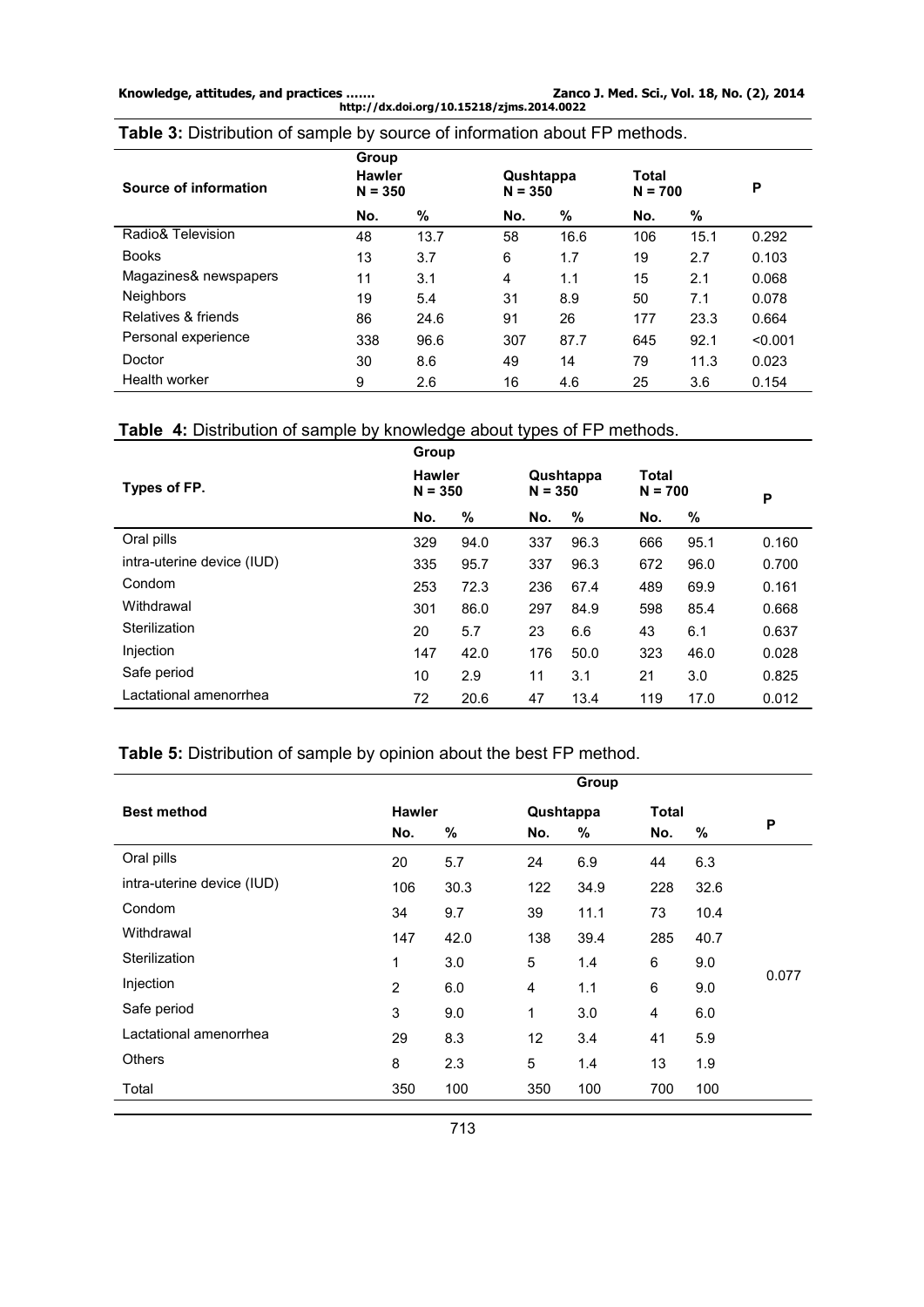**Table 3:** Distribution of sample by source of information about FP methods.

| Source of information | Group Hawler N = 350 | | Qushtappa N = 350 | | Total N = 700 | | P |
|---|---|---|---|---|---|---|---|
| | No. | % | No. | % | No. | % | |
| Radio& Television | 48 | 13.7 | 58 | 16.6 | 106 | 15.1 | 0.292 |
| Books | 13 | 3.7 | 6 | 1.7 | 19 | 2.7 | 0.103 |
| Magazines& newspapers | 11 | 3.1 | 4 | 1.1 | 15 | 2.1 | 0.068 |
| Neighbors | 19 | 5.4 | 31 | 8.9 | 50 | 7.1 | 0.078 |
| Relatives & friends | 86 | 24.6 | 91 | 26 | 177 | 23.3 | 0.664 |
| Personal experience | 338 | 96.6 | 307 | 87.7 | 645 | 92.1 | <0.001 |
| Doctor | 30 | 8.6 | 49 | 14 | 79 | 11.3 | 0.023 |
| Health worker | 9 | 2.6 | 16 | 4.6 | 25 | 3.6 | 0.154 |

**Table 4:** Distribution of sample by knowledge about types of FP methods.

| Types of FP. | Group Hawler N = 350 | | Qushtappa N = 350 | | Total N = 700 | | P |
|---|---|---|---|---|---|---|---|
| | No. | % | No. | % | No. | % | |
| Oral pills | 329 | 94.0 | 337 | 96.3 | 666 | 95.1 | 0.160 |
| intra-uterine device (IUD) | 335 | 95.7 | 337 | 96.3 | 672 | 96.0 | 0.700 |
| Condom | 253 | 72.3 | 236 | 67.4 | 489 | 69.9 | 0.161 |
| Withdrawal | 301 | 86.0 | 297 | 84.9 | 598 | 85.4 | 0.668 |
| Sterilization | 20 | 5.7 | 23 | 6.6 | 43 | 6.1 | 0.637 |
| Injection | 147 | 42.0 | 176 | 50.0 | 323 | 46.0 | 0.028 |
| Safe period | 10 | 2.9 | 11 | 3.1 | 21 | 3.0 | 0.825 |
| Lactational amenorrhea | 72 | 20.6 | 47 | 13.4 | 119 | 17.0 | 0.012 |

**Table 5:** Distribution of sample by opinion about the best FP method.

| Best method | Group Hawler | | Qushtappa | | Total | | P |
|---|---|---|---|---|---|---|---|
| | No. | % | No. | % | No. | % | |
| Oral pills | 20 | 5.7 | 24 | 6.9 | 44 | 6.3 | 0.077 |
| intra-uterine device (IUD) | 106 | 30.3 | 122 | 34.9 | 228 | 32.6 | |
| Condom | 34 | 9.7 | 39 | 11.1 | 73 | 10.4 | |
| Withdrawal | 147 | 42.0 | 138 | 39.4 | 285 | 40.7 | |
| Sterilization | 1 | 3.0 | 5 | 1.4 | 6 | 9.0 | |
| Injection | 2 | 6.0 | 4 | 1.1 | 6 | 9.0 | |
| Safe period | 3 | 9.0 | 1 | 3.0 | 4 | 6.0 | |
| Lactational amenorrhea | 29 | 8.3 | 12 | 3.4 | 41 | 5.9 | |
| Others | 8 | 2.3 | 5 | 1.4 | 13 | 1.9 | |
| Total | 350 | 100 | 350 | 100 | 700 | 100 | |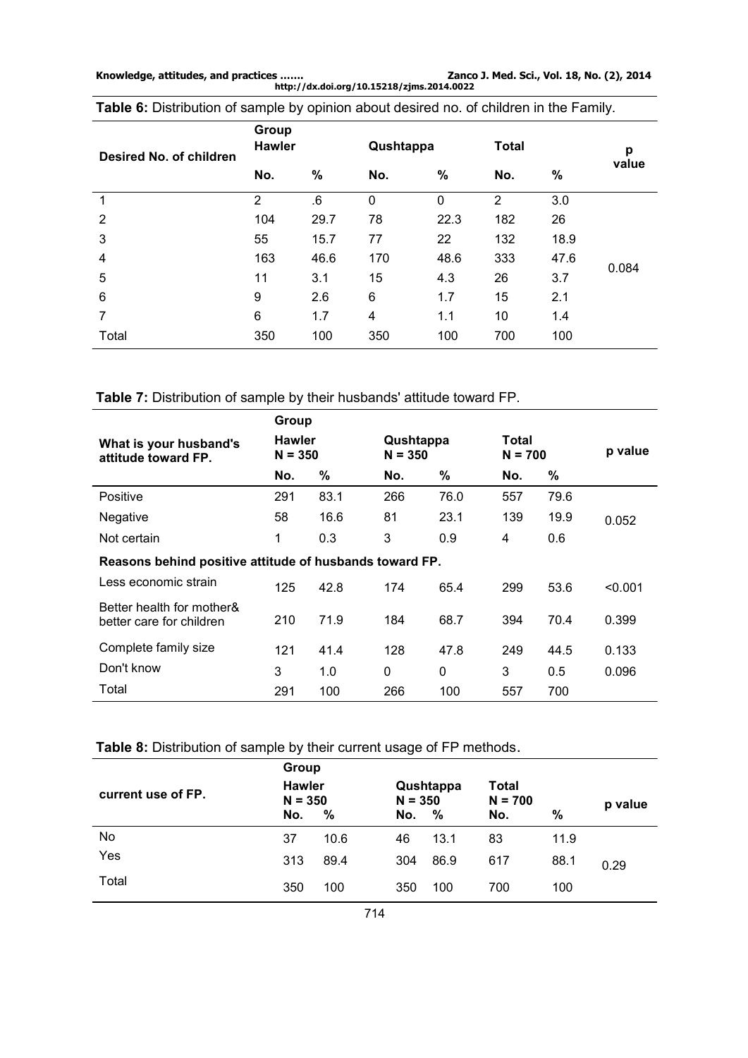**Table 6:** Distribution of sample by opinion about desired no. of children in the Family.

| Desired No. of children | Group Hawler | | Qushtappa | | Total | | p value |
|---|---|---|---|---|---|---|---|
| | No. | % | No. | % | No. | % | |
| 1 | 2 | .6 | 0 | 0 | 2 | 3.0 | 0.084 |
| 2 | 104 | 29.7 | 78 | 22.3 | 182 | 26 | |
| 3 | 55 | 15.7 | 77 | 22 | 132 | 18.9 | |
| 4 | 163 | 46.6 | 170 | 48.6 | 333 | 47.6 | |
| 5 | 11 | 3.1 | 15 | 4.3 | 26 | 3.7 | |
| 6 | 9 | 2.6 | 6 | 1.7 | 15 | 2.1 | |
| 7 | 6 | 1.7 | 4 | 1.1 | 10 | 1.4 | |
| Total | 350 | 100 | 350 | 100 | 700 | 100 | |

**Table 7:** Distribution of sample by their husbands' attitude toward FP.

| What is your husband's attitude toward FP. | Group Hawler N = 350 | | Qushtappa N = 350 | | Total N = 700 | | p value |
|---|---|---|---|---|---|---|---|
| | No. | % | No. | % | No. | % | |
| Positive | 291 | 83.1 | 266 | 76.0 | 557 | 79.6 | 0.052 |
| Negative | 58 | 16.6 | 81 | 23.1 | 139 | 19.9 | |
| Not certain | 1 | 0.3 | 3 | 0.9 | 4 | 0.6 | |
| **Reasons behind positive attitude of husbands toward FP.** | | | | | | | |
| Less economic strain | 125 | 42.8 | 174 | 65.4 | 299 | 53.6 | <0.001 |
| Better health for mother& better care for children | 210 | 71.9 | 184 | 68.7 | 394 | 70.4 | 0.399 |
| Complete family size | 121 | 41.4 | 128 | 47.8 | 249 | 44.5 | 0.133 |
| Don't know | 3 | 1.0 | 0 | 0 | 3 | 0.5 | 0.096 |
| Total | 291 | 100 | 266 | 100 | 557 | 700 | |

**Table 8:** Distribution of sample by their current usage of FP methods.

| current use of FP. | Group Hawler N = 350 | | Qushtappa N = 350 | | Total N = 700 | | p value |
|---|---|---|---|---|---|---|---|
| | No. | % | No. | % | No. | % | |
| No | 37 | 10.6 | 46 | 13.1 | 83 | 11.9 | 0.29 |
| Yes | 313 | 89.4 | 304 | 86.9 | 617 | 88.1 | |
| Total | 350 | 100 | 350 | 100 | 700 | 100 | |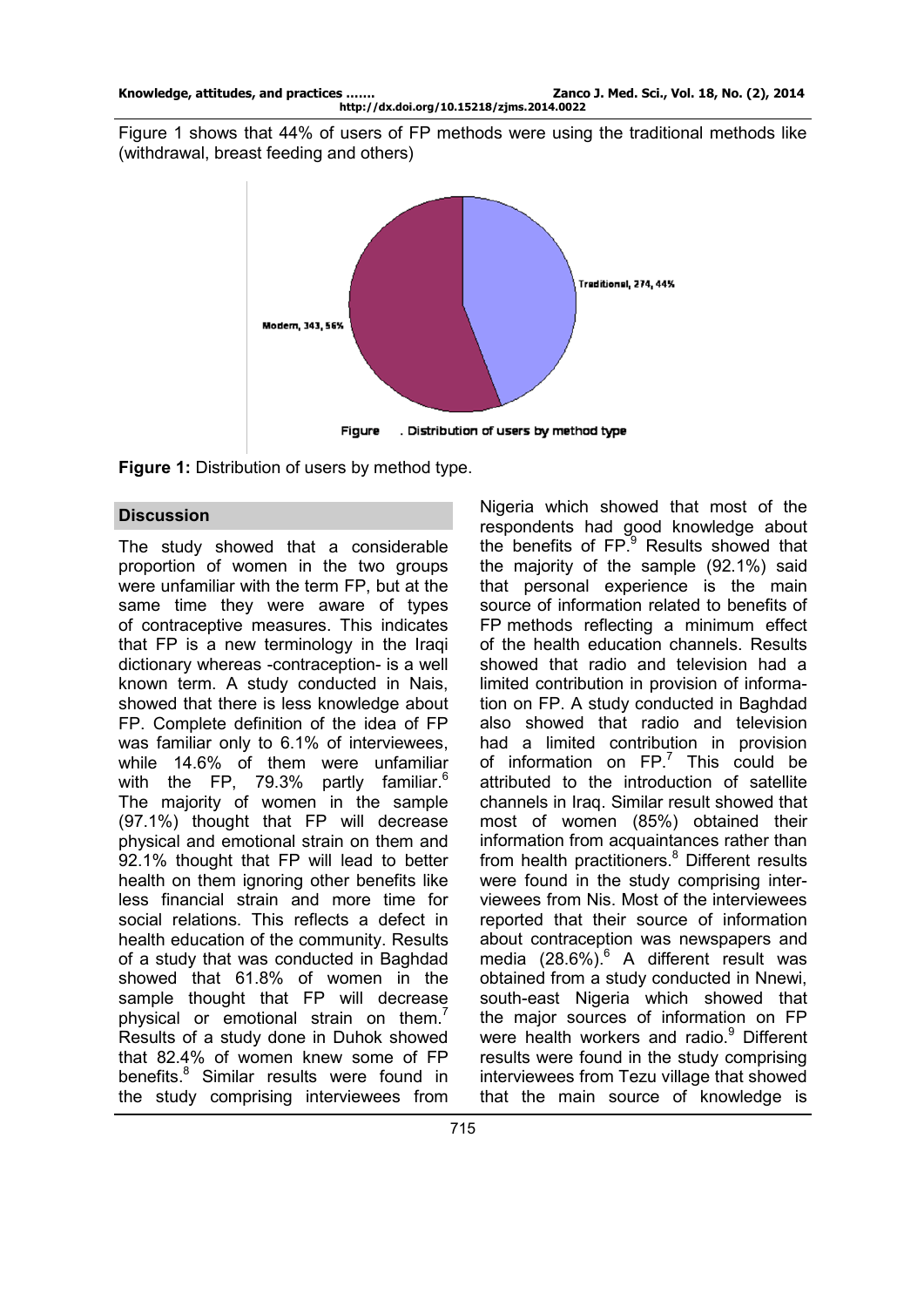Figure 1 shows that 44% of users of FP methods were using the traditional methods like (withdrawal, breast feeding and others)

**Figure 1:** Distribution of users by method type.

## Discussion

The study showed that a considerable proportion of women in the two groups were unfamiliar with the term FP, but at the same time they were aware of types of contraceptive measures. This indicates that FP is a new terminology in the Iraqi dictionary whereas -contraception- is a well known term. A study conducted in Nais, showed that there is less knowledge about FP. Complete definition of the idea of FP was familiar only to 6.1% of interviewees, while 14.6% of them were unfamiliar with the FP, 79.3% partly familiar.[6] The majority of women in the sample (97.1%) thought that FP will decrease physical and emotional strain on them and 92.1% thought that FP will lead to better health on them ignoring other benefits like less financial strain and more time for social relations. This reflects a defect in health education of the community. Results of a study that was conducted in Baghdad showed that 61.8% of women in the sample thought that FP will decrease physical or emotional strain on them.[7] Results of a study done in Duhok showed that 82.4% of women knew some of FP benefits.[8] Similar results were found in the study comprising interviewees from Nigeria which showed that most of the respondents had good knowledge about the benefits of FP.[9] Results showed that the majority of the sample (92.1%) said that personal experience is the main source of information related to benefits of FP methods reflecting a minimum effect of the health education channels. Results showed that radio and television had a limited contribution in provision of information on FP. A study conducted in Baghdad also showed that radio and television had a limited contribution in provision of information on FP.[7] This could be attributed to the introduction of satellite channels in Iraq. Similar result showed that most of women (85%) obtained their information from acquaintances rather than from health practitioners.[8] Different results were found in the study comprising interviewees from Nis. Most of the interviewees reported that their source of information about contraception was newspapers and media (28.6%).[6] A different result was obtained from a study conducted in Nnewi, south-east Nigeria which showed that the major sources of information on FP were health workers and radio.[9] Different results were found in the study comprising interviewees from Tezu village that showed that the main source of knowledge is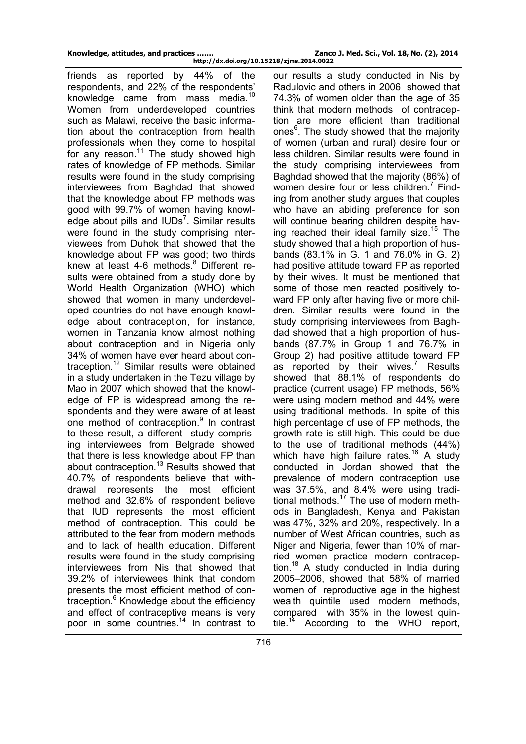friends as reported by 44% of the respondents, and 22% of the respondents' knowledge came from mass media.[10] Women from underdeveloped countries such as Malawi, receive the basic information about the contraception from health professionals when they come to hospital for any reason.[11] The study showed high rates of knowledge of FP methods. Similar results were found in the study comprising interviewees from Baghdad that showed that the knowledge about FP methods was good with 99.7% of women having knowledge about pills and IUDs[7]. Similar results were found in the study comprising interviewees from Duhok that showed that the knowledge about FP was good; two thirds knew at least 4-6 methods.[8] Different results were obtained from a study done by World Health Organization (WHO) which showed that women in many underdeveloped countries do not have enough knowledge about contraception, for instance, women in Tanzania know almost nothing about contraception and in Nigeria only 34% of women have ever heard about contraception.[12] Similar results were obtained in a study undertaken in the Tezu village by Mao in 2007 which showed that the knowledge of FP is widespread among the respondents and they were aware of at least one method of contraception.[9] In contrast to these result, a different study comprising interviewees from Belgrade showed that there is less knowledge about FP than about contraception.[13] Results showed that 40.7% of respondents believe that withdrawal represents the most efficient method and 32.6% of respondent believe that IUD represents the most efficient method of contraception. This could be attributed to the fear from modern methods and to lack of health education. Different results were found in the study comprising interviewees from Nis that showed that 39.2% of interviewees think that condom presents the most efficient method of contraception.[6] Knowledge about the efficiency and effect of contraceptive means is very poor in some countries.[14] In contrast to our results a study conducted in Nis by Radulovic and others in 2006 showed that 74.3% of women older than the age of 35 think that modern methods of contraception are more efficient than traditional ones[6]. The study showed that the majority of women (urban and rural) desire four or less children. Similar results were found in the study comprising interviewees from Baghdad showed that the majority (86%) of women desire four or less children.[7] Finding from another study argues that couples who have an abiding preference for son will continue bearing children despite having reached their ideal family size.[15] The study showed that a high proportion of husbands (83.1% in G. 1 and 76.0% in G. 2) had positive attitude toward FP as reported by their wives. It must be mentioned that some of those men reacted positively toward FP only after having five or more children. Similar results were found in the study comprising interviewees from Baghdad showed that a high proportion of husbands (87.7% in Group 1 and 76.7% in Group 2) had positive attitude toward FP as reported by their wives.[7] Results showed that 88.1% of respondents do practice (current usage) FP methods, 56% were using modern method and 44% were using traditional methods. In spite of this high percentage of use of FP methods, the growth rate is still high. This could be due to the use of traditional methods (44%) which have high failure rates.[16] A study conducted in Jordan showed that the prevalence of modern contraception use was 37.5%, and 8.4% were using traditional methods.[17] The use of modern methods in Bangladesh, Kenya and Pakistan was 47%, 32% and 20%, respectively. In a number of West African countries, such as Niger and Nigeria, fewer than 10% of married women practice modern contraception.[18] A study conducted in India during 2005–2006, showed that 58% of married women of reproductive age in the highest wealth quintile used modern methods, compared with 35% in the lowest quintile.[14] According to the WHO report,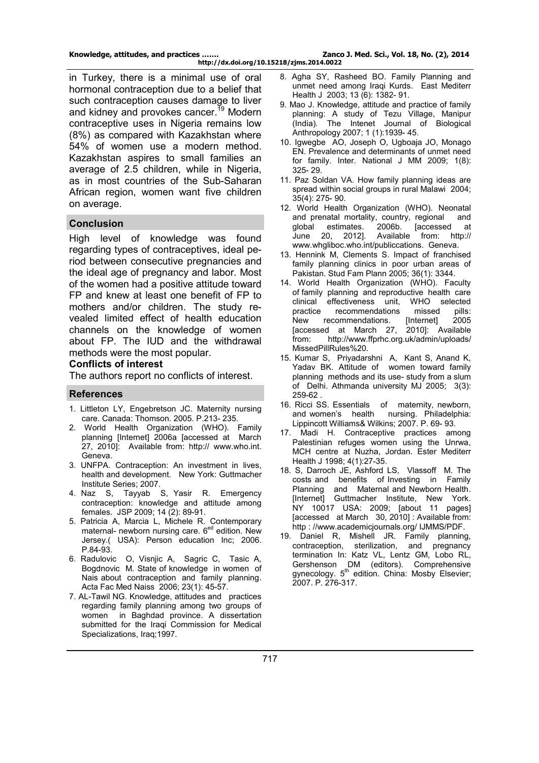in Turkey, there is a minimal use of oral hormonal contraception due to a belief that such contraception causes damage to liver and kidney and provokes cancer.[19] Modern contraceptive uses in Nigeria remains low (8%) as compared with Kazakhstan where 54% of women use a modern method. Kazakhstan aspires to small families an average of 2.5 children, while in Nigeria, as in most countries of the Sub-Saharan African region, women want five children on average.

## Conclusion

High level of knowledge was found regarding types of contraceptives, ideal period between consecutive pregnancies and the ideal age of pregnancy and labor. Most of the women had a positive attitude toward FP and knew at least one benefit of FP to mothers and/or children. The study revealed limited effect of health education channels on the knowledge of women about FP. The IUD and the withdrawal methods were the most popular.

### Conflicts of interest

The authors report no conflicts of interest.

## References

1. Littleton LY, Engebretson JC. Maternity nursing care. Canada: Thomson. 2005. P.213- 235.
2. World Health Organization (WHO). Family planning [Internet] 2006a [accessed at March 27, 2010]: Available from: http:// www.who.int. Geneva.
3. UNFPA. Contraception: An investment in lives, health and development. New York: Guttmacher Institute Series; 2007.
4. Naz S, Tayyab S, Yasir R. Emergency contraception: knowledge and attitude among females. JSP 2009; 14 (2): 89-91.
5. Patricia A, Marcia L, Michele R. Contemporary maternal- newborn nursing care. 6[ed] edition. New Jersey.( USA): Person education Inc; 2006. P.84-93.
6. Radulovic O, Visnjic A, Sagric C, Tasic A, Bogdnovic M. State of knowledge in women of Nais about contraception and family planning. Acta Fac Med Naiss 2006; 23(1): 45-57.
7. AL-Tawil NG. Knowledge, attitudes and practices regarding family planning among two groups of women in Baghdad province. A dissertation submitted for the Iraqi Commission for Medical Specializations, Iraq;1997.
8. Agha SY, Rasheed BO. Family Planning and unmet need among Iraqi Kurds. East Mediterr Health J 2003; 13 (6): 1382- 91.
9. Mao J. Knowledge, attitude and practice of family planning: A study of Tezu Village, Manipur (India). The Intenet Journal of Biological Anthropology 2007; 1 (1):1939- 45.
10. Igwegbe AO, Joseph O, Ugboaja JO, Monago EN. Prevalence and determinants of unmet need for family. Inter. National J MM 2009; 1(8): 325- 29.
11. Paz Soldan VA. How family planning ideas are spread within social groups in rural Malawi 2004; 35(4): 275- 90.
12. World Health Organization (WHO). Neonatal and prenatal mortality, country, regional and global estimates. 2006b. [accessed at June 20, 2012]. Available from: http:// www.whgliboc.who.int/publiccations. Geneva.
13. Hennink M, Clements S. Impact of franchised family planning clinics in poor urban areas of Pakistan. Stud Fam Plann 2005; 36(1): 3344.
14. World Health Organization (WHO). Faculty of family planning and reproductive health care clinical effectiveness unit, WHO selected practice recommendations missed pills: New recommendations. [Internet] 2005 [accessed at March 27, 2010]: Available from: http://www.ffprhc.org.uk/admin/uploads/ MissedPillRules%20.
15. Kumar S, Priyadarshni A, Kant S, Anand K, Yadav BK. Attitude of women toward family planning methods and its use- study from a slum of Delhi. Athmanda university MJ 2005; 3(3): 259-62 .
16. Ricci SS. Essentials of maternity, newborn, and women's health nursing. Philadelphia: Lippincott Williams& Wilkins; 2007. P. 69- 93.
17. Madi H. Contraceptive practices among Palestinian refuges women using the Unrwa, MCH centre at Nuzha, Jordan. Ester Mediterr Health J 1998; 4(1):27-35.
18. S, Darroch JE, Ashford LS, Vlassoff M. The costs and benefits of Investing in Family Planning and Maternal and Newborn Health. [Internet] Guttmacher Institute, New York. NY 10017 USA: 2009; [about 11 pages] [accessed at March 30, 2010] : Available from: http : //www.academicjournals.org/ IJMMS/PDF.
19. Daniel R, Mishell JR. Family planning, contraception, sterilization, and pregnancy termination In: Katz VL, Lentz GM, Lobo RL, Gershenson DM (editors). Comprehensive gynecology. 5[th] edition. China: Mosby Elsevier; 2007. P. 276-317.